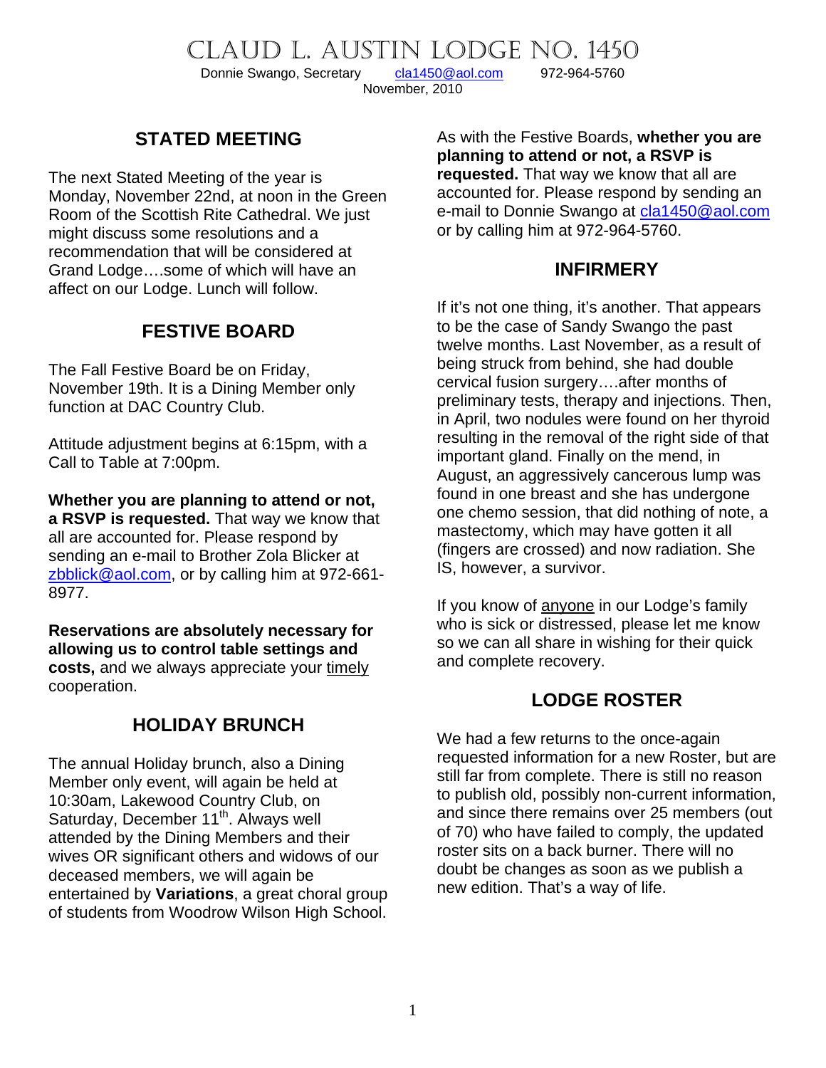# CLAUD L. AUSTIN LODGE NO. 1450

Donnie Swango, Secretary cla1450@aol.com 972-964-5760

November, 2010

## STATED MEETING

The next Stated Meeting of the year is Monday, November 22nd, at noon in the Green Room of the Scottish Rite Cathedral. We just might discuss some resolutions and a recommendation that will be considered at Grand Lodge….some of which will have an affect on our Lodge. Lunch will follow.

## FESTIVE BOARD

The Fall Festive Board be on Friday, November 19th. It is a Dining Member only function at DAC Country Club.

Attitude adjustment begins at 6:15pm, with a Call to Table at 7:00pm.

**Whether you are planning to attend or not, a RSVP is requested.** That way we know that all are accounted for. Please respond by sending an e-mail to Brother Zola Blicker at zbblick@aol.com, or by calling him at 972-661-8977.

**Reservations are absolutely necessary for allowing us to control table settings and costs,** and we always appreciate your timely cooperation.

## HOLIDAY BRUNCH

The annual Holiday brunch, also a Dining Member only event, will again be held at 10:30am, Lakewood Country Club, on Saturday, December 11th. Always well attended by the Dining Members and their wives OR significant others and widows of our deceased members, we will again be entertained by **Variations**, a great choral group of students from Woodrow Wilson High School.

As with the Festive Boards, **whether you are planning to attend or not, a RSVP is requested.** That way we know that all are accounted for. Please respond by sending an e-mail to Donnie Swango at cla1450@aol.com or by calling him at 972-964-5760.

## INFIRMERY

If it's not one thing, it's another. That appears to be the case of Sandy Swango the past twelve months. Last November, as a result of being struck from behind, she had double cervical fusion surgery….after months of preliminary tests, therapy and injections. Then, in April, two nodules were found on her thyroid resulting in the removal of the right side of that important gland. Finally on the mend, in August, an aggressively cancerous lump was found in one breast and she has undergone one chemo session, that did nothing of note, a mastectomy, which may have gotten it all (fingers are crossed) and now radiation. She IS, however, a survivor.

If you know of anyone in our Lodge's family who is sick or distressed, please let me know so we can all share in wishing for their quick and complete recovery.

## LODGE ROSTER

We had a few returns to the once-again requested information for a new Roster, but are still far from complete. There is still no reason to publish old, possibly non-current information, and since there remains over 25 members (out of 70) who have failed to comply, the updated roster sits on a back burner. There will no doubt be changes as soon as we publish a new edition. That's a way of life.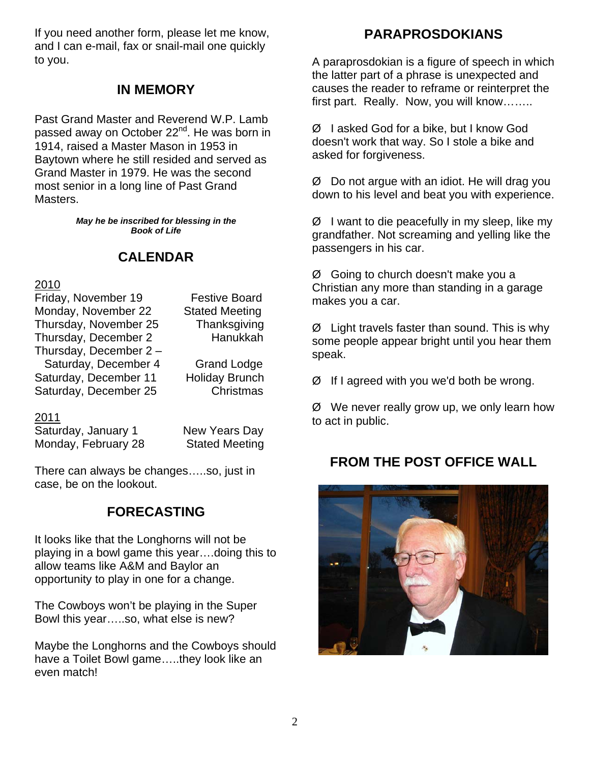If you need another form, please let me know, and I can e-mail, fax or snail-mail one quickly to you.

## IN MEMORY

Past Grand Master and Reverend W.P. Lamb passed away on October 22nd. He was born in 1914, raised a Master Mason in 1953 in Baytown where he still resided and served as Grand Master in 1979. He was the second most senior in a long line of Past Grand Masters.

***May he be inscribed for blessing in the Book of Life***

## CALENDAR

<u>2010</u>

| | |
|---|---|
| Friday, November 19 | Festive Board |
| Monday, November 22 | Stated Meeting |
| Thursday, November 25 | Thanksgiving |
| Thursday, December 2 | Hanukkah |
| Thursday, December 2 – Saturday, December 4 | Grand Lodge |
| Saturday, December 11 | Holiday Brunch |
| Saturday, December 25 | Christmas |

<u>2011</u>

| | |
|---|---|
| Saturday, January 1 | New Years Day |
| Monday, February 28 | Stated Meeting |

There can always be changes…..so, just in case, be on the lookout.

## FORECASTING

It looks like that the Longhorns will not be playing in a bowl game this year….doing this to allow teams like A&M and Baylor an opportunity to play in one for a change.

The Cowboys won't be playing in the Super Bowl this year…..so, what else is new?

Maybe the Longhorns and the Cowboys should have a Toilet Bowl game…..they look like an even match!

## PARAPROSDOKIANS

A paraprosdokian is a figure of speech in which the latter part of a phrase is unexpected and causes the reader to reframe or reinterpret the first part. Really. Now, you will know……..

- I asked God for a bike, but I know God doesn't work that way. So I stole a bike and asked for forgiveness.

- Do not argue with an idiot. He will drag you down to his level and beat you with experience.

- I want to die peacefully in my sleep, like my grandfather. Not screaming and yelling like the passengers in his car.

- Going to church doesn't make you a Christian any more than standing in a garage makes you a car.

- Light travels faster than sound. This is why some people appear bright until you hear them speak.

- If I agreed with you we'd both be wrong.

- We never really grow up, we only learn how to act in public.

## FROM THE POST OFFICE WALL